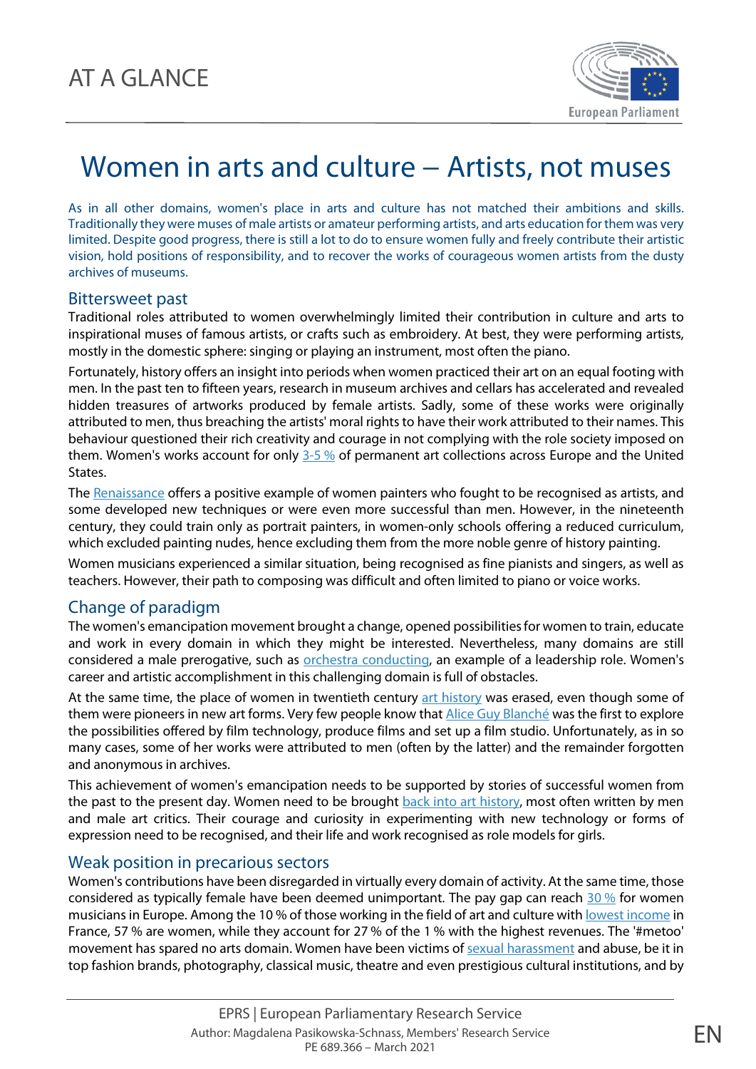AT A GLANCE

# Women in arts and culture – Artists, not muses

As in all other domains, women's place in arts and culture has not matched their ambitions and skills. Traditionally they were muses of male artists or amateur performing artists, and arts education for them was very limited. Despite good progress, there is still a lot to do to ensure women fully and freely contribute their artistic vision, hold positions of responsibility, and to recover the works of courageous women artists from the dusty archives of museums.

## Bittersweet past

Traditional roles attributed to women overwhelmingly limited their contribution in culture and arts to inspirational muses of famous artists, or crafts such as embroidery. At best, they were performing artists, mostly in the domestic sphere: singing or playing an instrument, most often the piano.

Fortunately, history offers an insight into periods when women practiced their art on an equal footing with men. In the past ten to fifteen years, research in museum archives and cellars has accelerated and revealed hidden treasures of artworks produced by female artists. Sadly, some of these works were originally attributed to men, thus breaching the artists' moral rights to have their work attributed to their names. This behaviour questioned their rich creativity and courage in not complying with the role society imposed on them. Women's works account for only 3-5 % of permanent art collections across Europe and the United States.

The Renaissance offers a positive example of women painters who fought to be recognised as artists, and some developed new techniques or were even more successful than men. However, in the nineteenth century, they could train only as portrait painters, in women-only schools offering a reduced curriculum, which excluded painting nudes, hence excluding them from the more noble genre of history painting.

Women musicians experienced a similar situation, being recognised as fine pianists and singers, as well as teachers. However, their path to composing was difficult and often limited to piano or voice works.

## Change of paradigm

The women's emancipation movement brought a change, opened possibilities for women to train, educate and work in every domain in which they might be interested. Nevertheless, many domains are still considered a male prerogative, such as orchestra conducting, an example of a leadership role. Women's career and artistic accomplishment in this challenging domain is full of obstacles.

At the same time, the place of women in twentieth century art history was erased, even though some of them were pioneers in new art forms. Very few people know that Alice Guy Blanché was the first to explore the possibilities offered by film technology, produce films and set up a film studio. Unfortunately, as in so many cases, some of her works were attributed to men (often by the latter) and the remainder forgotten and anonymous in archives.

This achievement of women's emancipation needs to be supported by stories of successful women from the past to the present day. Women need to be brought back into art history, most often written by men and male art critics. Their courage and curiosity in experimenting with new technology or forms of expression need to be recognised, and their life and work recognised as role models for girls.

## Weak position in precarious sectors

Women's contributions have been disregarded in virtually every domain of activity. At the same time, those considered as typically female have been deemed unimportant. The pay gap can reach 30 % for women musicians in Europe. Among the 10 % of those working in the field of art and culture with lowest income in France, 57 % are women, while they account for 27 % of the 1 % with the highest revenues. The '#metoo' movement has spared no arts domain. Women have been victims of sexual harassment and abuse, be it in top fashion brands, photography, classical music, theatre and even prestigious cultural institutions, and by

EPRS | European Parliamentary Research Service
Author: Magdalena Pasikowska-Schnass, Members' Research Service
PE 689.366 – March 2021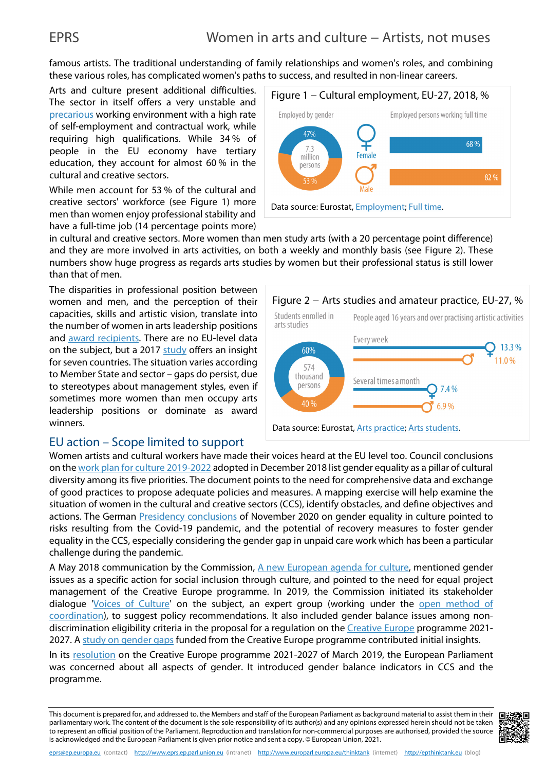famous artists. The traditional understanding of family relationships and women's roles, and combining these various roles, has complicated women's paths to success, and resulted in non-linear careers.

Arts and culture present additional difficulties. The sector in itself offers a very unstable and precarious working environment with a high rate of self-employment and contractual work, while requiring high qualifications. While 34 % of people in the EU economy have tertiary education, they account for almost 60 % in the cultural and creative sectors.

While men account for 53 % of the cultural and creative sectors' workforce (see Figure 1) more men than women enjoy professional stability and have a full-time job (14 percentage points more) in cultural and creative sectors. More women than men study arts (with a 20 percentage point difference) and they are more involved in arts activities, on both a weekly and monthly basis (see Figure 2). These numbers show huge progress as regards arts studies by women but their professional status is still lower than that of men.

Figure 1 – Cultural employment, EU-27, 2018, %

Employed by gender

47%

7.3 million persons

53 %

Female

Male

Employed persons working full time

68 %

82 %

Data source: Eurostat, Employment; Full time.

The disparities in professional position between women and men, and the perception of their capacities, skills and artistic vision, translate into the number of women in arts leadership positions and award recipients. There are no EU-level data on the subject, but a 2017 study offers an insight for seven countries. The situation varies according to Member State and sector – gaps do persist, due to stereotypes about management styles, even if sometimes more women than men occupy arts leadership positions or dominate as award winners.

Figure 2 – Arts studies and amateur practice, EU-27, %

Students enrolled in arts studies

60%

574 thousand persons

40 %

People aged 16 years and over practising artistic activities

Every week

13.3 %

11.0 %

Several times a month

7.4 %

6.9 %

Data source: Eurostat, Arts practice; Arts students.

## EU action – Scope limited to support

Women artists and cultural workers have made their voices heard at the EU level too. Council conclusions on the work plan for culture 2019-2022 adopted in December 2018 list gender equality as a pillar of cultural diversity among its five priorities. The document points to the need for comprehensive data and exchange of good practices to propose adequate policies and measures. A mapping exercise will help examine the situation of women in the cultural and creative sectors (CCS), identify obstacles, and define objectives and actions. The German Presidency conclusions of November 2020 on gender equality in culture pointed to risks resulting from the Covid-19 pandemic, and the potential of recovery measures to foster gender equality in the CCS, especially considering the gender gap in unpaid care work which has been a particular challenge during the pandemic.

A May 2018 communication by the Commission, A new European agenda for culture, mentioned gender issues as a specific action for social inclusion through culture, and pointed to the need for equal project management of the Creative Europe programme. In 2019, the Commission initiated its stakeholder dialogue 'Voices of Culture' on the subject, an expert group (working under the open method of coordination), to suggest policy recommendations. It also included gender balance issues among non-discrimination eligibility criteria in the proposal for a regulation on the Creative Europe programme 2021-2027. A study on gender gaps funded from the Creative Europe programme contributed initial insights.

In its resolution on the Creative Europe programme 2021-2027 of March 2019, the European Parliament was concerned about all aspects of gender. It introduced gender balance indicators in CCS and the programme.

This document is prepared for, and addressed to, the Members and staff of the European Parliament as background material to assist them in their parliamentary work. The content of the document is the sole responsibility of its author(s) and any opinions expressed herein should not be taken to represent an official position of the Parliament. Reproduction and translation for non-commercial purposes are authorised, provided the source is acknowledged and the European Parliament is given prior notice and sent a copy. © European Union, 2021.

eprs@ep.europa.eu (contact) http://www.eprs.ep.parl.union.eu (intranet) http://www.europarl.europa.eu/thinktank (internet) http://epthinktank.eu (blog)